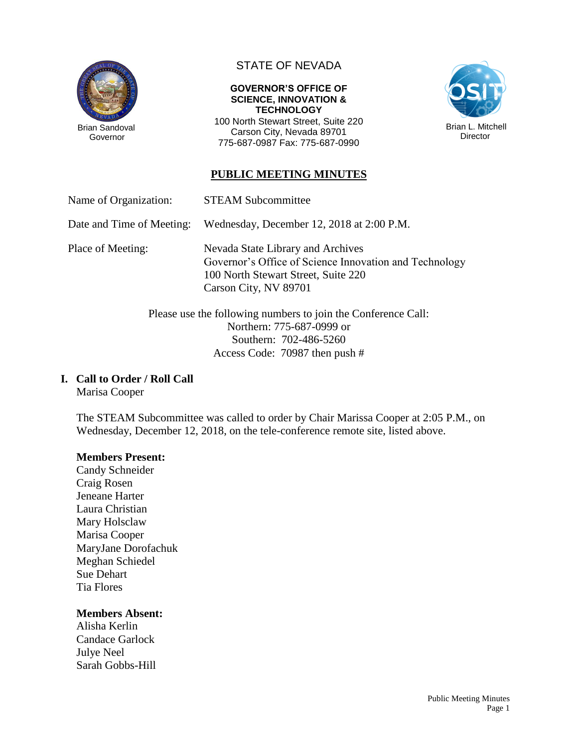Brian Sandoval
Governor

STATE OF NEVADA

**GOVERNOR'S OFFICE OF SCIENCE, INNOVATION & TECHNOLOGY**
100 North Stewart Street, Suite 220
Carson City, Nevada 89701
775-687-0987 Fax: 775-687-0990

Brian L. Mitchell
Director

# PUBLIC MEETING MINUTES

Name of Organization: STEAM Subcommittee

Date and Time of Meeting: Wednesday, December 12, 2018 at 2:00 P.M.

Place of Meeting: Nevada State Library and Archives
Governor's Office of Science Innovation and Technology
100 North Stewart Street, Suite 220
Carson City, NV 89701

Please use the following numbers to join the Conference Call:
Northern: 775-687-0999 or
Southern: 702-486-5260
Access Code: 70987 then push #

## I. Call to Order / Roll Call

Marisa Cooper

The STEAM Subcommittee was called to order by Chair Marissa Cooper at 2:05 P.M., on Wednesday, December 12, 2018, on the tele-conference remote site, listed above.

**Members Present:**
Candy Schneider
Craig Rosen
Jeneane Harter
Laura Christian
Mary Holsclaw
Marisa Cooper
MaryJane Dorofachuk
Meghan Schiedel
Sue Dehart
Tia Flores

**Members Absent:**
Alisha Kerlin
Candace Garlock
Julye Neel
Sarah Gobbs-Hill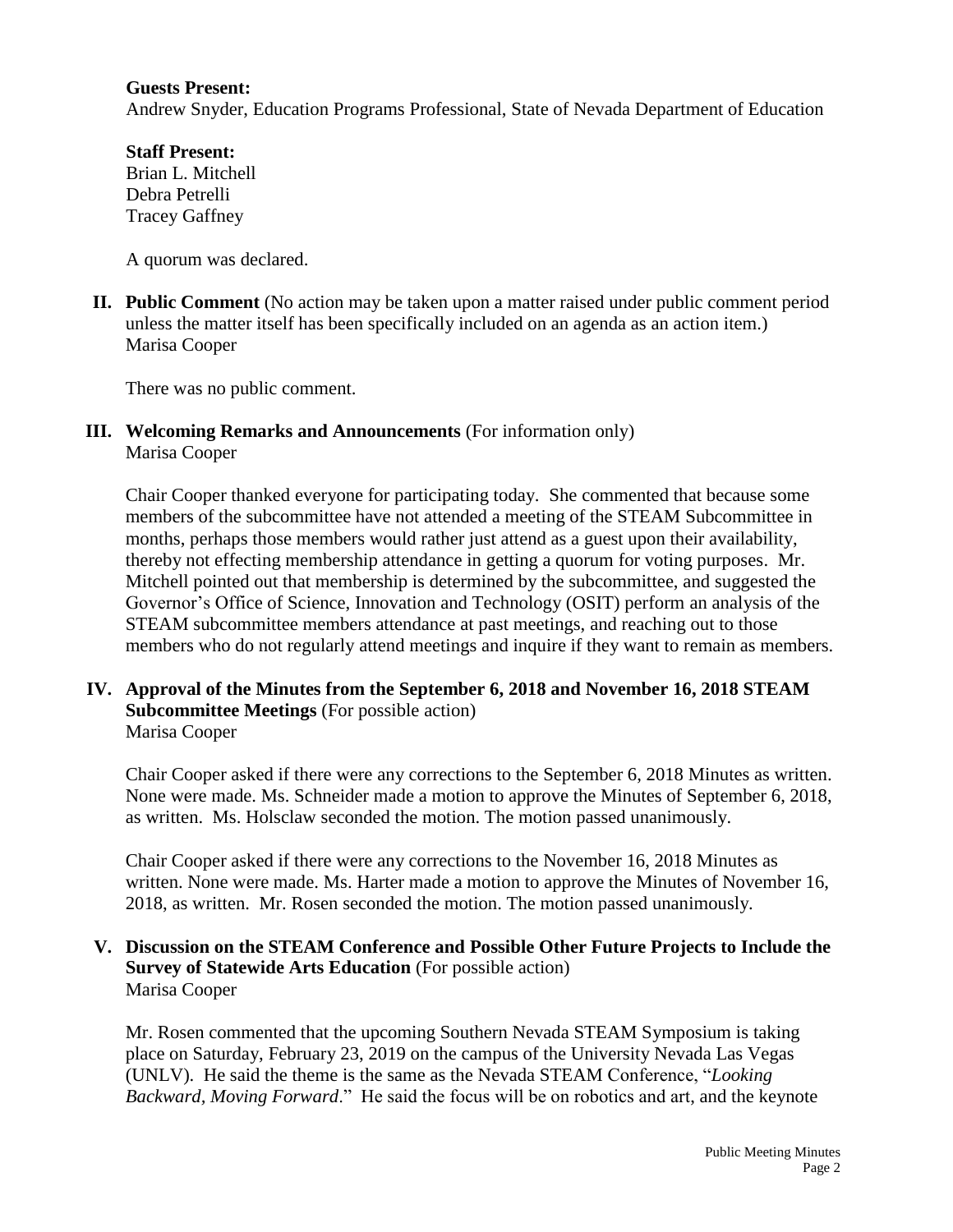**Guests Present:**
Andrew Snyder, Education Programs Professional, State of Nevada Department of Education

**Staff Present:**
Brian L. Mitchell
Debra Petrelli
Tracey Gaffney

A quorum was declared.

**II. Public Comment** (No action may be taken upon a matter raised under public comment period unless the matter itself has been specifically included on an agenda as an action item.)
Marisa Cooper

There was no public comment.

**III. Welcoming Remarks and Announcements** (For information only)
Marisa Cooper

Chair Cooper thanked everyone for participating today. She commented that because some members of the subcommittee have not attended a meeting of the STEAM Subcommittee in months, perhaps those members would rather just attend as a guest upon their availability, thereby not effecting membership attendance in getting a quorum for voting purposes. Mr. Mitchell pointed out that membership is determined by the subcommittee, and suggested the Governor's Office of Science, Innovation and Technology (OSIT) perform an analysis of the STEAM subcommittee members attendance at past meetings, and reaching out to those members who do not regularly attend meetings and inquire if they want to remain as members.

**IV. Approval of the Minutes from the September 6, 2018 and November 16, 2018 STEAM Subcommittee Meetings** (For possible action)
Marisa Cooper

Chair Cooper asked if there were any corrections to the September 6, 2018 Minutes as written. None were made. Ms. Schneider made a motion to approve the Minutes of September 6, 2018, as written. Ms. Holsclaw seconded the motion. The motion passed unanimously.

Chair Cooper asked if there were any corrections to the November 16, 2018 Minutes as written. None were made. Ms. Harter made a motion to approve the Minutes of November 16, 2018, as written. Mr. Rosen seconded the motion. The motion passed unanimously.

**V. Discussion on the STEAM Conference and Possible Other Future Projects to Include the Survey of Statewide Arts Education** (For possible action)
Marisa Cooper

Mr. Rosen commented that the upcoming Southern Nevada STEAM Symposium is taking place on Saturday, February 23, 2019 on the campus of the University Nevada Las Vegas (UNLV). He said the theme is the same as the Nevada STEAM Conference, "*Looking Backward, Moving Forward*." He said the focus will be on robotics and art, and the keynote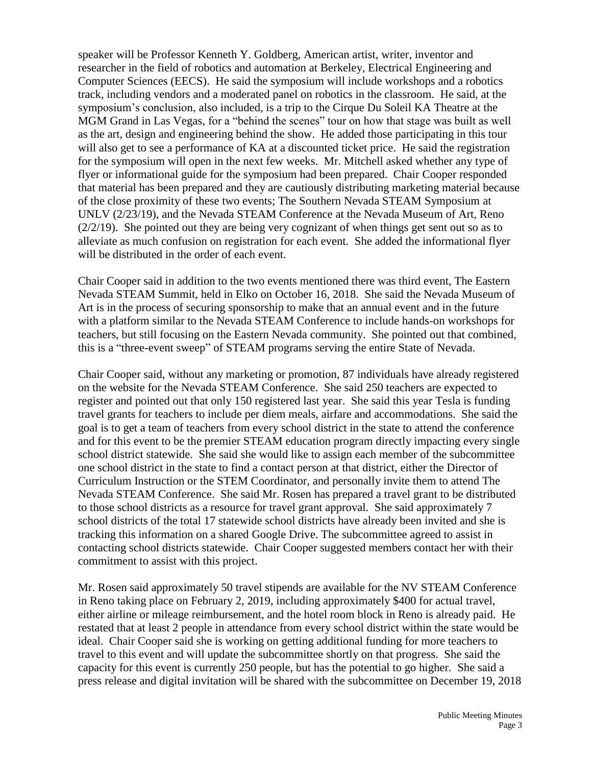speaker will be Professor Kenneth Y. Goldberg, American artist, writer, inventor and researcher in the field of robotics and automation at Berkeley, Electrical Engineering and Computer Sciences (EECS). He said the symposium will include workshops and a robotics track, including vendors and a moderated panel on robotics in the classroom. He said, at the symposium's conclusion, also included, is a trip to the Cirque Du Soleil KA Theatre at the MGM Grand in Las Vegas, for a "behind the scenes" tour on how that stage was built as well as the art, design and engineering behind the show. He added those participating in this tour will also get to see a performance of KA at a discounted ticket price. He said the registration for the symposium will open in the next few weeks. Mr. Mitchell asked whether any type of flyer or informational guide for the symposium had been prepared. Chair Cooper responded that material has been prepared and they are cautiously distributing marketing material because of the close proximity of these two events; The Southern Nevada STEAM Symposium at UNLV (2/23/19), and the Nevada STEAM Conference at the Nevada Museum of Art, Reno (2/2/19). She pointed out they are being very cognizant of when things get sent out so as to alleviate as much confusion on registration for each event. She added the informational flyer will be distributed in the order of each event.

Chair Cooper said in addition to the two events mentioned there was third event, The Eastern Nevada STEAM Summit, held in Elko on October 16, 2018. She said the Nevada Museum of Art is in the process of securing sponsorship to make that an annual event and in the future with a platform similar to the Nevada STEAM Conference to include hands-on workshops for teachers, but still focusing on the Eastern Nevada community. She pointed out that combined, this is a "three-event sweep" of STEAM programs serving the entire State of Nevada.

Chair Cooper said, without any marketing or promotion, 87 individuals have already registered on the website for the Nevada STEAM Conference. She said 250 teachers are expected to register and pointed out that only 150 registered last year. She said this year Tesla is funding travel grants for teachers to include per diem meals, airfare and accommodations. She said the goal is to get a team of teachers from every school district in the state to attend the conference and for this event to be the premier STEAM education program directly impacting every single school district statewide. She said she would like to assign each member of the subcommittee one school district in the state to find a contact person at that district, either the Director of Curriculum Instruction or the STEM Coordinator, and personally invite them to attend The Nevada STEAM Conference. She said Mr. Rosen has prepared a travel grant to be distributed to those school districts as a resource for travel grant approval. She said approximately 7 school districts of the total 17 statewide school districts have already been invited and she is tracking this information on a shared Google Drive. The subcommittee agreed to assist in contacting school districts statewide. Chair Cooper suggested members contact her with their commitment to assist with this project.

Mr. Rosen said approximately 50 travel stipends are available for the NV STEAM Conference in Reno taking place on February 2, 2019, including approximately $400 for actual travel, either airline or mileage reimbursement, and the hotel room block in Reno is already paid. He restated that at least 2 people in attendance from every school district within the state would be ideal. Chair Cooper said she is working on getting additional funding for more teachers to travel to this event and will update the subcommittee shortly on that progress. She said the capacity for this event is currently 250 people, but has the potential to go higher. She said a press release and digital invitation will be shared with the subcommittee on December 19, 2018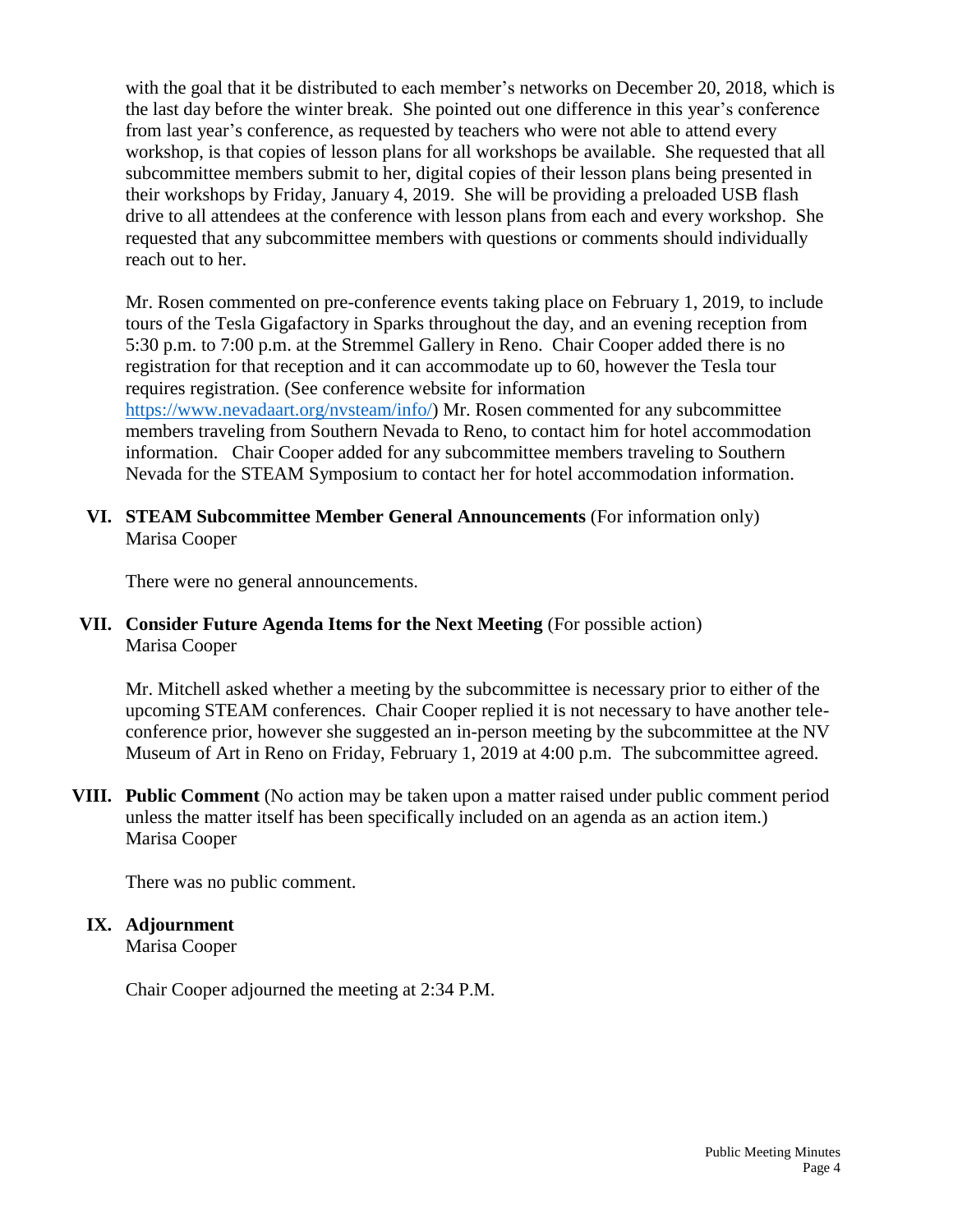with the goal that it be distributed to each member's networks on December 20, 2018, which is the last day before the winter break. She pointed out one difference in this year's conference from last year's conference, as requested by teachers who were not able to attend every workshop, is that copies of lesson plans for all workshops be available. She requested that all subcommittee members submit to her, digital copies of their lesson plans being presented in their workshops by Friday, January 4, 2019. She will be providing a preloaded USB flash drive to all attendees at the conference with lesson plans from each and every workshop. She requested that any subcommittee members with questions or comments should individually reach out to her.

Mr. Rosen commented on pre-conference events taking place on February 1, 2019, to include tours of the Tesla Gigafactory in Sparks throughout the day, and an evening reception from 5:30 p.m. to 7:00 p.m. at the Stremmel Gallery in Reno. Chair Cooper added there is no registration for that reception and it can accommodate up to 60, however the Tesla tour requires registration. (See conference website for information https://www.nevadaart.org/nvsteam/info/) Mr. Rosen commented for any subcommittee members traveling from Southern Nevada to Reno, to contact him for hotel accommodation information. Chair Cooper added for any subcommittee members traveling to Southern Nevada for the STEAM Symposium to contact her for hotel accommodation information.

**VI. STEAM Subcommittee Member General Announcements** (For information only)
Marisa Cooper

There were no general announcements.

**VII. Consider Future Agenda Items for the Next Meeting** (For possible action)
Marisa Cooper

Mr. Mitchell asked whether a meeting by the subcommittee is necessary prior to either of the upcoming STEAM conferences. Chair Cooper replied it is not necessary to have another tele-conference prior, however she suggested an in-person meeting by the subcommittee at the NV Museum of Art in Reno on Friday, February 1, 2019 at 4:00 p.m. The subcommittee agreed.

**VIII. Public Comment** (No action may be taken upon a matter raised under public comment period unless the matter itself has been specifically included on an agenda as an action item.)
Marisa Cooper

There was no public comment.

**IX. Adjournment**
Marisa Cooper

Chair Cooper adjourned the meeting at 2:34 P.M.